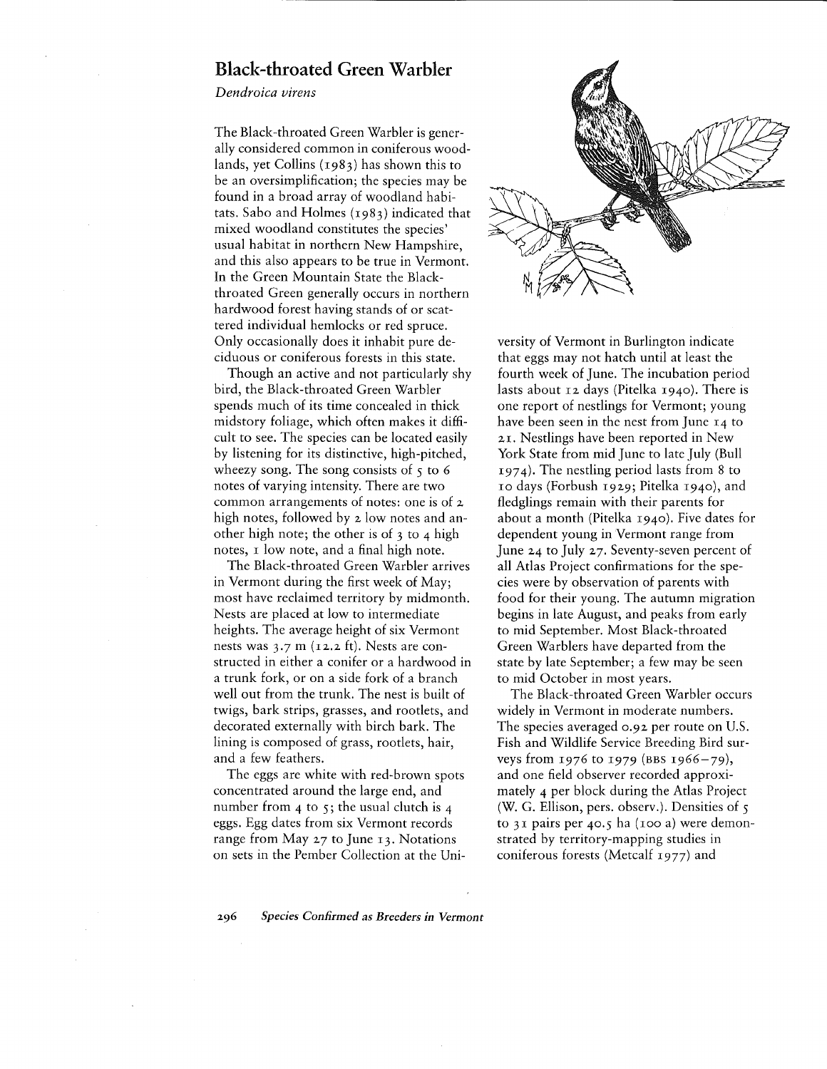## Black-throated Green Warbler

*Dendroica virens*

The Black-throated Green Warbler is generally considered common in coniferous woodlands, yet Collins (1983) has shown this to be an oversimplification; the species may be found in a broad array of woodland habitats. Sabo and Holmes (1983) indicated that mixed woodland constitutes the species' usual habitat in northern New Hampshire, and this also appears to be true in Vermont. In the Green Mountain State the Black-throated Green generally occurs in northern hardwood forest having stands of or scattered individual hemlocks or red spruce. Only occasionally does it inhabit pure deciduous or coniferous forests in this state.

Though an active and not particularly shy bird, the Black-throated Green Warbler spends much of its time concealed in thick midstory foliage, which often makes it difficult to see. The species can be located easily by listening for its distinctive, high-pitched, wheezy song. The song consists of 5 to 6 notes of varying intensity. There are two common arrangements of notes: one is of 2 high notes, followed by 2 low notes and another high note; the other is of 3 to 4 high notes, 1 low note, and a final high note.

The Black-throated Green Warbler arrives in Vermont during the first week of May; most have reclaimed territory by midmonth. Nests are placed at low to intermediate heights. The average height of six Vermont nests was 3.7 m (12.2 ft). Nests are constructed in either a conifer or a hardwood in a trunk fork, or on a side fork of a branch well out from the trunk. The nest is built of twigs, bark strips, grasses, and rootlets, and decorated externally with birch bark. The lining is composed of grass, rootlets, hair, and a few feathers.

The eggs are white with red-brown spots concentrated around the large end, and number from 4 to 5; the usual clutch is 4 eggs. Egg dates from six Vermont records range from May 27 to June 13. Notations on sets in the Pember Collection at the University of Vermont in Burlington indicate that eggs may not hatch until at least the fourth week of June. The incubation period lasts about 12 days (Pitelka 1940). There is one report of nestlings for Vermont; young have been seen in the nest from June 14 to 21. Nestlings have been reported in New York State from mid June to late July (Bull 1974). The nestling period lasts from 8 to 10 days (Forbush 1929; Pitelka 1940), and fledglings remain with their parents for about a month (Pitelka 1940). Five dates for dependent young in Vermont range from June 24 to July 27. Seventy-seven percent of all Atlas Project confirmations for the species were by observation of parents with food for their young. The autumn migration begins in late August, and peaks from early to mid September. Most Black-throated Green Warblers have departed from the state by late September; a few may be seen to mid October in most years.

The Black-throated Green Warbler occurs widely in Vermont in moderate numbers. The species averaged 0.92 per route on U.S. Fish and Wildlife Service Breeding Bird surveys from 1976 to 1979 (BBS 1966–79), and one field observer recorded approximately 4 per block during the Atlas Project (W. G. Ellison, pers. observ.). Densities of 5 to 31 pairs per 40.5 ha (100 a) were demonstrated by territory-mapping studies in coniferous forests (Metcalf 1977) and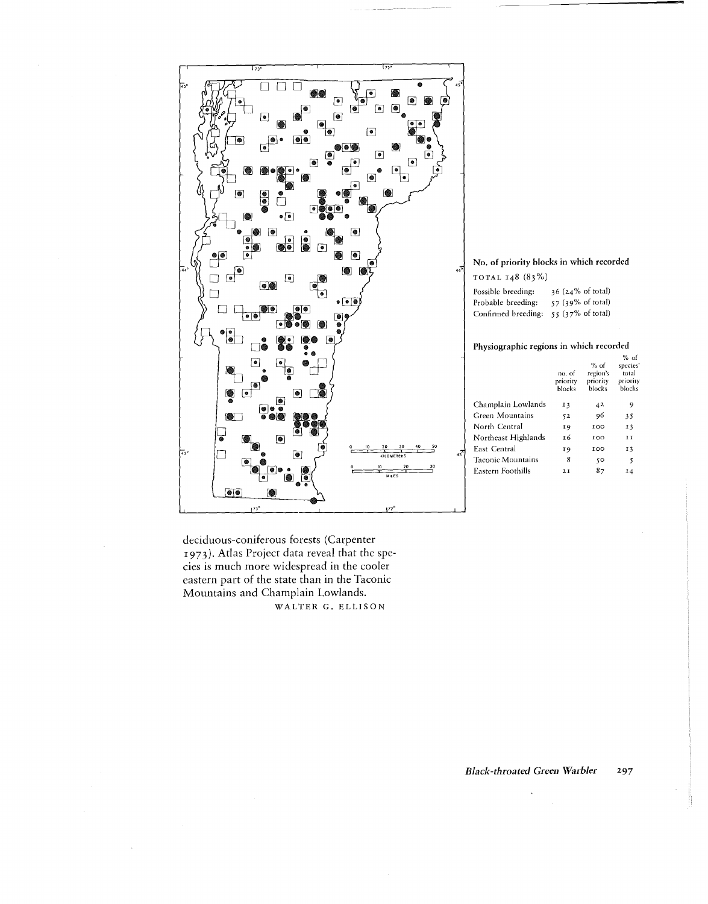73° 72°

45° 45°

44° 44°

43° 43°

0 10 20 30 40 50
KILOMETERS

0 10 20 30
MILES

73° 72°

**No. of priority blocks in which recorded**

TOTAL 148 (83%)

| | |
|---|---|
| Possible breeding: | 36 (24% of total) |
| Probable breeding: | 57 (39% of total) |
| Confirmed breeding: | 55 (37% of total) |

**Physiographic regions in which recorded**

| | no. of priority blocks | % of region's priority blocks | % of species' total priority blocks |
|---|---|---|---|
| Champlain Lowlands | 13 | 42 | 9 |
| Green Mountains | 52 | 96 | 35 |
| North Central | 19 | 100 | 13 |
| Northeast Highlands | 16 | 100 | 11 |
| East Central | 19 | 100 | 13 |
| Taconic Mountains | 8 | 50 | 5 |
| Eastern Foothills | 21 | 87 | 14 |

deciduous-coniferous forests (Carpenter 1973). Atlas Project data reveal that the species is much more widespread in the cooler eastern part of the state than in the Taconic Mountains and Champlain Lowlands.

WALTER G. ELLISON